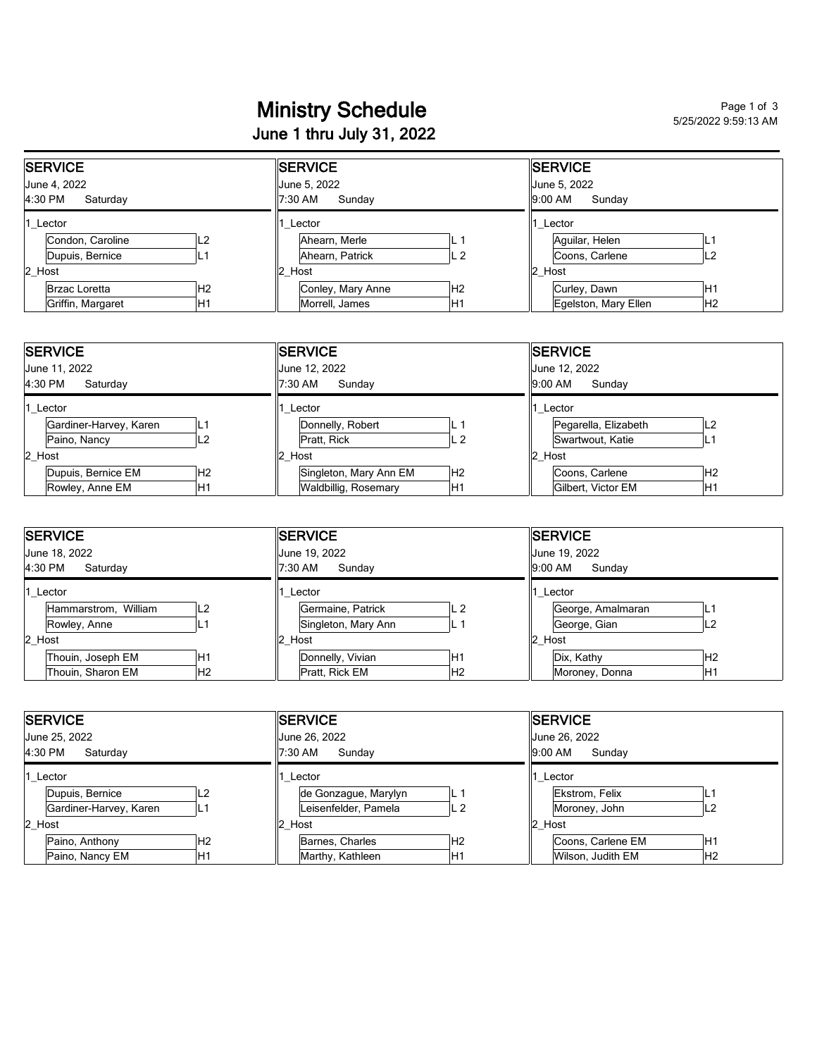# Ministry Schedule

## June 1 thru July 31, 2022

5/25/2022 9:59:13 AM

### SERVICE — June 4, 2022, 4:30 PM Saturday

| Role | Name | Position |
|---|---|---|
| 1_Lector | Condon, Caroline | L2 |
| | Dupuis, Bernice | L1 |
| 2_Host | Brzac Loretta | H2 |
| | Griffin, Margaret | H1 |

### SERVICE — June 5, 2022, 7:30 AM Sunday

| Role | Name | Position |
|---|---|---|
| 1_Lector | Ahearn, Merle | L 1 |
| | Ahearn, Patrick | L 2 |
| 2_Host | Conley, Mary Anne | H2 |
| | Morrell, James | H1 |

### SERVICE — June 5, 2022, 9:00 AM Sunday

| Role | Name | Position |
|---|---|---|
| 1_Lector | Aguilar, Helen | L1 |
| | Coons, Carlene | L2 |
| 2_Host | Curley, Dawn | H1 |
| | Egelston, Mary Ellen | H2 |

### SERVICE — June 11, 2022, 4:30 PM Saturday

| Role | Name | Position |
|---|---|---|
| 1_Lector | Gardiner-Harvey, Karen | L1 |
| | Paino, Nancy | L2 |
| 2_Host | Dupuis, Bernice EM | H2 |
| | Rowley, Anne EM | H1 |

### SERVICE — June 12, 2022, 7:30 AM Sunday

| Role | Name | Position |
|---|---|---|
| 1_Lector | Donnelly, Robert | L 1 |
| | Pratt, Rick | L 2 |
| 2_Host | Singleton, Mary Ann EM | H2 |
| | Waldbillig, Rosemary | H1 |

### SERVICE — June 12, 2022, 9:00 AM Sunday

| Role | Name | Position |
|---|---|---|
| 1_Lector | Pegarella, Elizabeth | L2 |
| | Swartwout, Katie | L1 |
| 2_Host | Coons, Carlene | H2 |
| | Gilbert, Victor EM | H1 |

### SERVICE — June 18, 2022, 4:30 PM Saturday

| Role | Name | Position |
|---|---|---|
| 1_Lector | Hammarstrom, William | L2 |
| | Rowley, Anne | L1 |
| 2_Host | Thouin, Joseph EM | H1 |
| | Thouin, Sharon EM | H2 |

### SERVICE — June 19, 2022, 7:30 AM Sunday

| Role | Name | Position |
|---|---|---|
| 1_Lector | Germaine, Patrick | L 2 |
| | Singleton, Mary Ann | L 1 |
| 2_Host | Donnelly, Vivian | H1 |
| | Pratt, Rick EM | H2 |

### SERVICE — June 19, 2022, 9:00 AM Sunday

| Role | Name | Position |
|---|---|---|
| 1_Lector | George, Amalmaran | L1 |
| | George, Gian | L2 |
| 2_Host | Dix, Kathy | H2 |
| | Moroney, Donna | H1 |

### SERVICE — June 25, 2022, 4:30 PM Saturday

| Role | Name | Position |
|---|---|---|
| 1_Lector | Dupuis, Bernice | L2 |
| | Gardiner-Harvey, Karen | L1 |
| 2_Host | Paino, Anthony | H2 |
| | Paino, Nancy EM | H1 |

### SERVICE — June 26, 2022, 7:30 AM Sunday

| Role | Name | Position |
|---|---|---|
| 1_Lector | de Gonzague, Marylyn | L 1 |
| | Leisenfelder, Pamela | L 2 |
| 2_Host | Barnes, Charles | H2 |
| | Marthy, Kathleen | H1 |

### SERVICE — June 26, 2022, 9:00 AM Sunday

| Role | Name | Position |
|---|---|---|
| 1_Lector | Ekstrom, Felix | L1 |
| | Moroney, John | L2 |
| 2_Host | Coons, Carlene EM | H1 |
| | Wilson, Judith EM | H2 |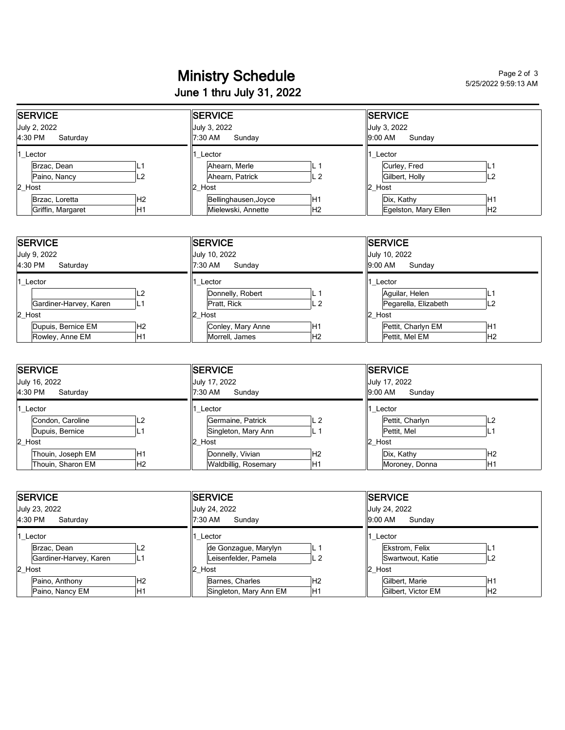# Ministry Schedule

## June 1 thru July 31, 2022

5/25/2022 9:59:13 AM

| SERVICE | | SERVICE | | SERVICE | |
|---|---|---|---|---|---|
| July 2, 2022 | | July 3, 2022 | | July 3, 2022 | |
| 4:30 PM Saturday | | 7:30 AM Sunday | | 9:00 AM Sunday | |
| 1_Lector | | 1_Lector | | 1_Lector | |
| Brzac, Dean | L1 | Ahearn, Merle | L 1 | Curley, Fred | L1 |
| Paino, Nancy | L2 | Ahearn, Patrick | L 2 | Gilbert, Holly | L2 |
| 2_Host | | 2_Host | | 2_Host | |
| Brzac, Loretta | H2 | Bellinghausen,Joyce | H1 | Dix, Kathy | H1 |
| Griffin, Margaret | H1 | Mielewski, Annette | H2 | Egelston, Mary Ellen | H2 |

| SERVICE | | SERVICE | | SERVICE | |
|---|---|---|---|---|---|
| July 9, 2022 | | July 10, 2022 | | July 10, 2022 | |
| 4:30 PM Saturday | | 7:30 AM Sunday | | 9:00 AM Sunday | |
| 1_Lector | | 1_Lector | | 1_Lector | |
| | L2 | Donnelly, Robert | L 1 | Aguilar, Helen | L1 |
| Gardiner-Harvey, Karen | L1 | Pratt, Rick | L 2 | Pegarella, Elizabeth | L2 |
| 2_Host | | 2_Host | | 2_Host | |
| Dupuis, Bernice EM | H2 | Conley, Mary Anne | H1 | Pettit, Charlyn EM | H1 |
| Rowley, Anne EM | H1 | Morrell, James | H2 | Pettit, Mel EM | H2 |

| SERVICE | | SERVICE | | SERVICE | |
|---|---|---|---|---|---|
| July 16, 2022 | | July 17, 2022 | | July 17, 2022 | |
| 4:30 PM Saturday | | 7:30 AM Sunday | | 9:00 AM Sunday | |
| 1_Lector | | 1_Lector | | 1_Lector | |
| Condon, Caroline | L2 | Germaine, Patrick | L 2 | Pettit, Charlyn | L2 |
| Dupuis, Bernice | L1 | Singleton, Mary Ann | L 1 | Pettit, Mel | L1 |
| 2_Host | | 2_Host | | 2_Host | |
| Thouin, Joseph EM | H1 | Donnelly, Vivian | H2 | Dix, Kathy | H2 |
| Thouin, Sharon EM | H2 | Waldbillig, Rosemary | H1 | Moroney, Donna | H1 |

| SERVICE | | SERVICE | | SERVICE | |
|---|---|---|---|---|---|
| July 23, 2022 | | July 24, 2022 | | July 24, 2022 | |
| 4:30 PM Saturday | | 7:30 AM Sunday | | 9:00 AM Sunday | |
| 1_Lector | | 1_Lector | | 1_Lector | |
| Brzac, Dean | L2 | de Gonzague, Marylyn | L 1 | Ekstrom, Felix | L1 |
| Gardiner-Harvey, Karen | L1 | Leisenfelder, Pamela | L 2 | Swartwout, Katie | L2 |
| 2_Host | | 2_Host | | 2_Host | |
| Paino, Anthony | H2 | Barnes, Charles | H2 | Gilbert, Marie | H1 |
| Paino, Nancy EM | H1 | Singleton, Mary Ann EM | H1 | Gilbert, Victor EM | H2 |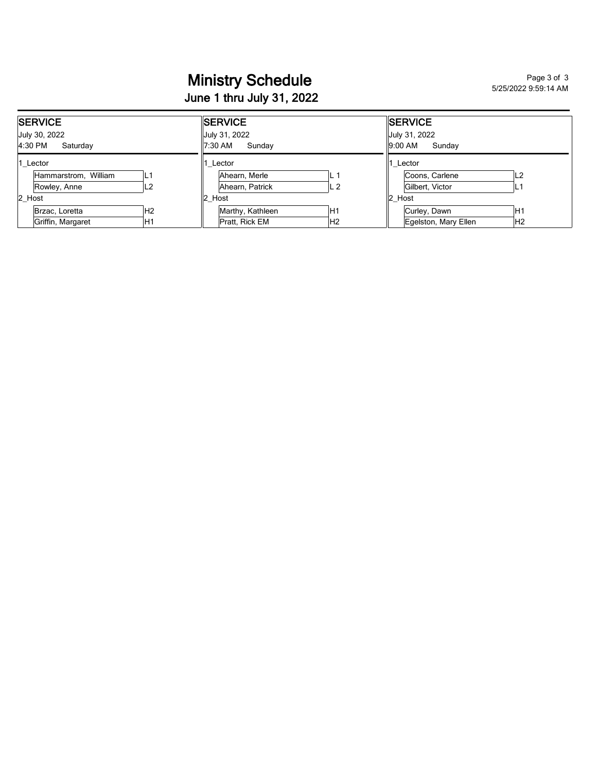# Ministry Schedule

## June 1 thru July 31, 2022

### SERVICE

July 30, 2022

4:30 PM Saturday

| | |
|---|---|
| **1_Lector** | |
| Hammarstrom, William | L1 |
| Rowley, Anne | L2 |
| **2_Host** | |
| Brzac, Loretta | H2 |
| Griffin, Margaret | H1 |

### SERVICE

July 31, 2022

7:30 AM Sunday

| | |
|---|---|
| **1_Lector** | |
| Ahearn, Merle | L 1 |
| Ahearn, Patrick | L 2 |
| **2_Host** | |
| Marthy, Kathleen | H1 |
| Pratt, Rick EM | H2 |

### SERVICE

July 31, 2022

9:00 AM Sunday

| | |
|---|---|
| **1_Lector** | |
| Coons, Carlene | L2 |
| Gilbert, Victor | L1 |
| **2_Host** | |
| Curley, Dawn | H1 |
| Egelston, Mary Ellen | H2 |